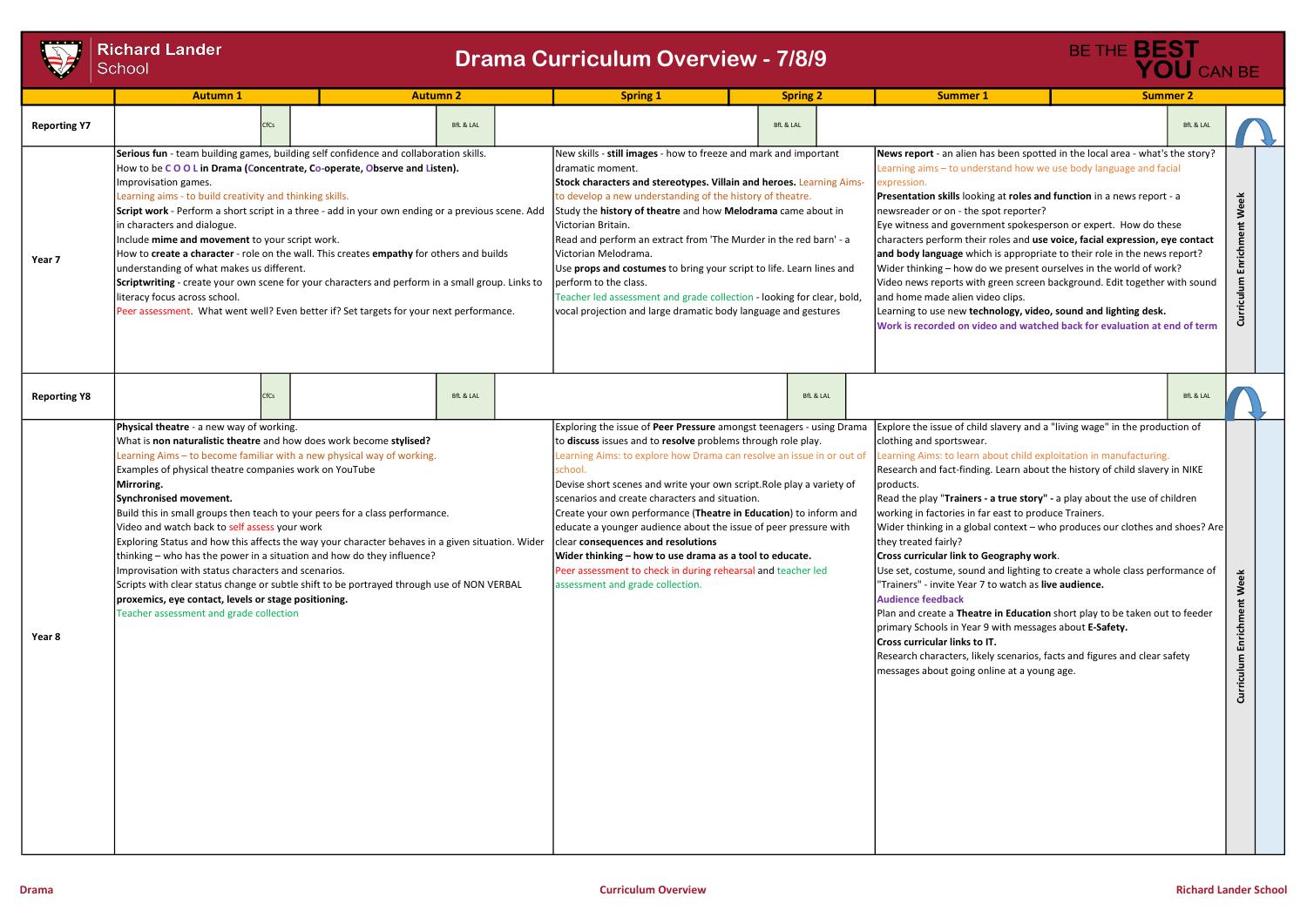# Richard Lander School

## Drama Curriculum Overview - 7/8/9

BE THE BEST YOU CAN BE

| | Autumn 1 | Autumn 2 | Spring 1 | Spring 2 | Summer 1 | Summer 2 |
|---|---|---|---|---|---|---|
| **Reporting Y7** | CfCs | BfL & LAL | | BfL & LAL | | BfL & LAL |
| **Year 7** | **Serious fun** - team building games, building self confidence and collaboration skills.<br>How to be **C O O L in Drama (Concentrate, Co-operate, Observe and Listen).**<br>Improvisation games.<br>Learning aims - to build creativity and thinking skills.<br>**Script work** - Perform a short script in a three - add in your own ending or a previous scene. Add in characters and dialogue.<br>Include **mime and movement** to your script work.<br>How to **create a character** - role on the wall. This creates **empathy** for others and builds understanding of what makes us different.<br>**Scriptwriting** - create your own scene for your characters and perform in a small group. Links to literacy focus across school.<br>Peer assessment. What went well? Even better if? Set targets for your next performance. | | New skills - **still images** - how to freeze and mark and important dramatic moment.<br>**Stock characters and stereotypes. Villain and heroes.** Learning Aims- to develop a new understanding of the history of theatre.<br>Study the **history of theatre** and how **Melodrama** came about in Victorian Britain.<br>Read and perform an extract from 'The Murder in the red barn' - a Victorian Melodrama.<br>Use **props and costumes** to bring your script to life. Learn lines and perform to the class.<br>Teacher led assessment and grade collection - looking for clear, bold, vocal projection and large dramatic body language and gestures | | **News report** - an alien has been spotted in the local area - what's the story?<br>Learning aims – to understand how we use body language and facial expression.<br>**Presentation skills** looking at **roles and function** in a news report - a newsreader or on - the spot reporter?<br>Eye witness and government spokesperson or expert. How do these characters perform their roles and **use voice, facial expression, eye contact and body language** which is appropriate to their role in the news report?<br>Wider thinking – how do we present ourselves in the world of work?<br>Video news reports with green screen background. Edit together with sound and home made alien video clips.<br>Learning to use new **technology, video, sound and lighting desk.**<br>**Work is recorded on video and watched back for evaluation at end of term** | Curriculum Enrichment Week |
| **Reporting Y8** | CfCs | BfL & LAL | | BfL & LAL | | BfL & LAL |
| **Year 8** | **Physical theatre** - a new way of working.<br>What is **non naturalistic theatre** and how does work become **stylised?**<br>Learning Aims – to become familiar with a new physical way of working.<br>Examples of physical theatre companies work on YouTube<br>**Mirroring.**<br>**Synchronised movement.**<br>Build this in small groups then teach to your peers for a class performance.<br>Video and watch back to self assess your work<br>Exploring Status and how this affects the way your character behaves in a given situation. Wider thinking – who has the power in a situation and how do they influence?<br>Improvisation with status characters and scenarios.<br>Scripts with clear status change or subtle shift to be portrayed through use of NON VERBAL **proxemics, eye contact, levels or stage positioning.**<br>Teacher assessment and grade collection | | Exploring the issue of **Peer Pressure** amongst teenagers - using Drama to **discuss** issues and to **resolve** problems through role play.<br>Learning Aims: to explore how Drama can resolve an issue in or out of school.<br>Devise short scenes and write your own script.Role play a variety of scenarios and create characters and situation.<br>Create your own performance (**Theatre in Education**) to inform and educate a younger audience about the issue of peer pressure with clear **consequences and resolutions**<br>**Wider thinking – how to use drama as a tool to educate.**<br>Peer assessment to check in during rehearsal and teacher led assessment and grade collection. | | Explore the issue of child slavery and a "living wage" in the production of clothing and sportswear.<br>Learning Aims: to learn about child exploitation in manufacturing.<br>Research and fact-finding. Learn about the history of child slavery in NIKE products.<br>Read the play "**Trainers - a true story**" **-** a play about the use of children working in factories in far east to produce Trainers.<br>Wider thinking in a global context – who produces our clothes and shoes? Are they treated fairly?<br>**Cross curricular link to Geography work**.<br>Use set, costume, sound and lighting to create a whole class performance of "Trainers" - invite Year 7 to watch as **live audience.**<br>**Audience feedback**<br>Plan and create a **Theatre in Education** short play to be taken out to feeder primary Schools in Year 9 with messages about **E-Safety.**<br>**Cross curricular links to IT.**<br>Research characters, likely scenarios, facts and figures and clear safety messages about going online at a young age. | Curriculum Enrichment Week |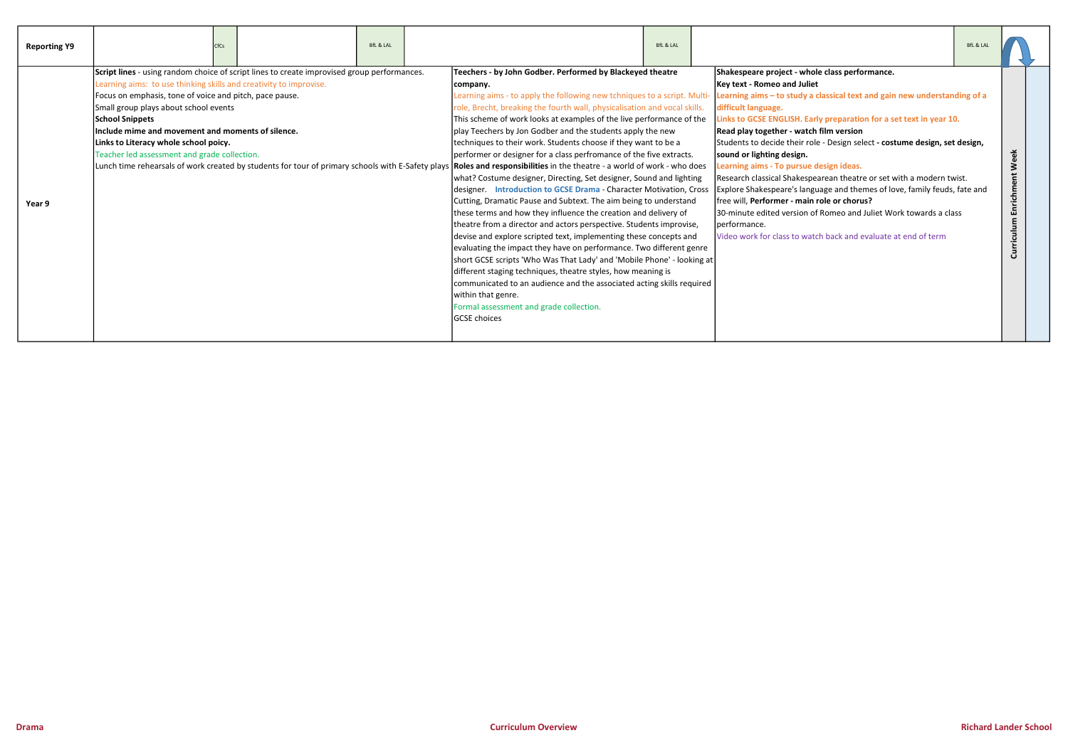| Reporting Y9 | CfCs | BfL & LAL | BfL & LAL | BfL & LAL | |
|---|---|---|---|---|---|
| Year 9 | **Script lines** - using random choice of script lines to create improvised group performances.<br>Learning aims: to use thinking skills and creativity to improvise.<br>Focus on emphasis, tone of voice and pitch, pace pause.<br>Small group plays about school events<br>**School Snippets**<br>**Include mime and movement and moments of silence.**<br>**Links to Literacy whole school poicy.**<br>Teacher led assessment and grade collection.<br>Lunch time rehearsals of work created by students for tour of primary schools with E-Safety plays | | **Teechers - by John Godber. Performed by Blackeyed theatre company.**<br>Learning aims - to apply the following new tchniques to a script. Multi-role, Brecht, breaking the fourth wall, physicalisation and vocal skills.<br>This scheme of work looks at examples of the live performance of the play Teechers by Jon Godber and the students apply the new techniques to their work. Students choose if they want to be a performer or designer for a class perfromance of the five extracts.<br>**Roles and responsibilities** in the theatre - a world of work - who does what? Costume designer, Directing, Set designer, Sound and lighting designer. **Introduction to GCSE Drama** - Character Motivation, Cross Cutting, Dramatic Pause and Subtext. The aim being to understand these terms and how they influence the creation and delivery of theatre from a director and actors perspective. Students improvise, devise and explore scripted text, implementing these concepts and evaluating the impact they have on performance. Two different genre short GCSE scripts 'Who Was That Lady' and 'Mobile Phone' - looking at different staging techniques, theatre styles, how meaning is communicated to an audience and the associated acting skills required within that genre.<br>Formal assessment and grade collection.<br>GCSE choices | **Shakespeare project - whole class performance.**<br>**Key text - Romeo and Juliet**<br>**Learning aims – to study a classical text and gain new understanding of a difficult language.**<br>**Links to GCSE ENGLISH. Early preparation for a set text in year 10.**<br>**Read play together - watch film version**<br>Students to decide their role - Design select **- costume design, set design, sound or lighting design.**<br>**Learning aims - To pursue design ideas.**<br>Research classical Shakespearean theatre or set with a modern twist.<br>Explore Shakespeare's language and themes of love, family feuds, fate and free will, **Performer - main role or chorus?**<br>30-minute edited version of Romeo and Juliet Work towards a class performance.<br>Video work for class to watch back and evaluate at end of term | **Curriculum Enrichment Week** |

Drama — Curriculum Overview — Richard Lander School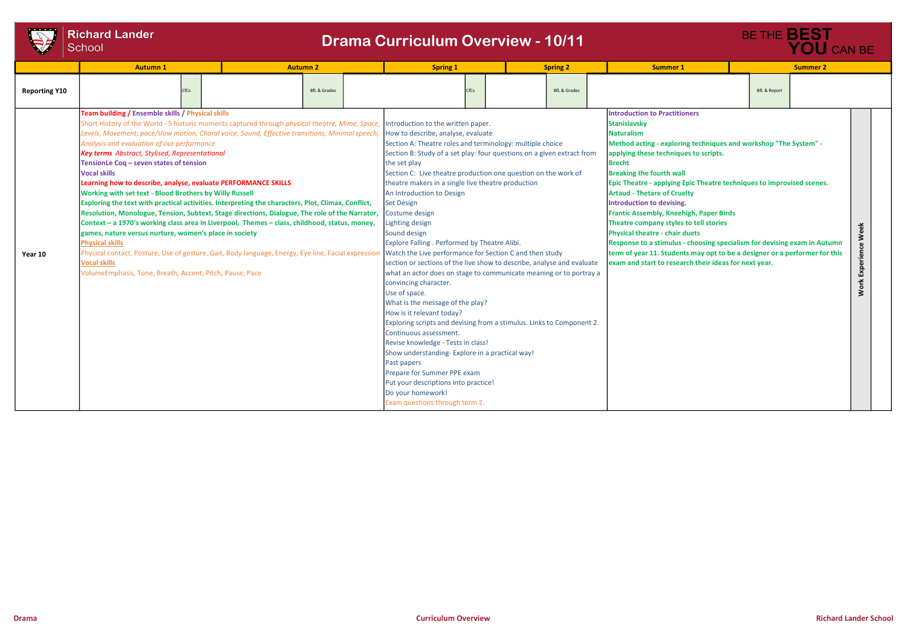# Richard Lander School

## Drama Curriculum Overview - 10/11

BE THE **BEST** YOU CAN BE

| | Autumn 1 | Autumn 2 | Spring 1 | Spring 2 | Summer 1 | Summer 2 |
|---|---|---|---|---|---|---|
| **Reporting Y10** | CfCs | BfL & Grades | CfCs | BfL & Grades | | BfL & Report |
| **Year 10** | **Team building / Ensemble skills / Physical skills**<br>Short History of the World - 5 historic moments captured through *physical theatre, Mime, Space, Levels, Movement, pace/slow motion, Choral voice, Sound, Effective transitions, Minimal speech, Analysis and evaluation of our performance*<br>***Key terms*** *Abstract, Stylised, Representational*<br>**TensionLe Coq – seven states of tension**<br>**Vocal skills**<br>**Learning how to describe, analyse, evaluate PERFORMANCE SKILLS**<br>**Working with set text - Blood Brothers by Willy Russell**<br>**Exploring the text with practical activities. Interpreting the characters, Plot, Climax, Conflict, Resolution, Monologue, Tension, Subtext, Stage directions, Dialogue, The role of the Narrator, Context – a 1970's working class area in Liverpool, Themes – class, childhood, status, money, games, nature versus nurture, women's place in society**<br>**Physical skills**<br>Physical contact, Posture, Use of gesture, Gait, Body language, Energy, Eye line, Facial expression<br>**Vocal skills**<br>VolumeEmphasis, Tone, Breath, Accent, Pitch, Pause, Pace | | Introduction to the written paper.<br>How to describe, analyse, evaluate<br>Section A: Theatre roles and terminology: multiple choice<br>Section B: Study of a set play: four questions on a given extract from the set play<br>Section C: Live theatre production one question on the work of theatre makers in a single live theatre production<br>An Introduction to Design<br>Set Design<br>Costume design<br>Lighting design<br>Sound design<br>Explore Falling . Performed by Theatre Alibi.<br>Watch the Live performance for Section C and then study section or sections of the live show to describe, analyse and evaluate what an actor does on stage to communicate meaning or to portray a convincing character.<br>Use of space.<br>What is the message of the play?<br>How is it relevant today?<br>Exploring scripts and devising from a stimulus. Links to Component 2.<br>Continuous assessment.<br>Revise knowledge - Tests in class!<br>Show understanding- Explore in a practical way!<br>Past papers<br>Prepare for Summer PPE exam<br>Put your descriptions into practice!<br>Do your homework!<br>Exam questions through term 2. | | **Introduction to Practitioners**<br>**Stanislavsky**<br>**Naturalism**<br>**Method acting - exploring techniques and workshop "The System" - applying these techniques to scripts.**<br>**Brecht**<br>**Breaking the fourth wall**<br>**Epic Theatre - applying Epic Theatre techniques to improvised scenes.**<br>**Artaud - Thetare of Cruelty**<br>**Introduction to devising.**<br>**Frantic Assembly, Kneehigh, Paper Birds**<br>**Theatre company styles to tell stories**<br>**Physical theatre - chair duets**<br>**Response to a stimulus - choosing specialism for devising exam in Autumn term of year 11. Students may opt to be a designer or a performer for this exam and start to research their ideas for next year.** | **Work Experience Week** |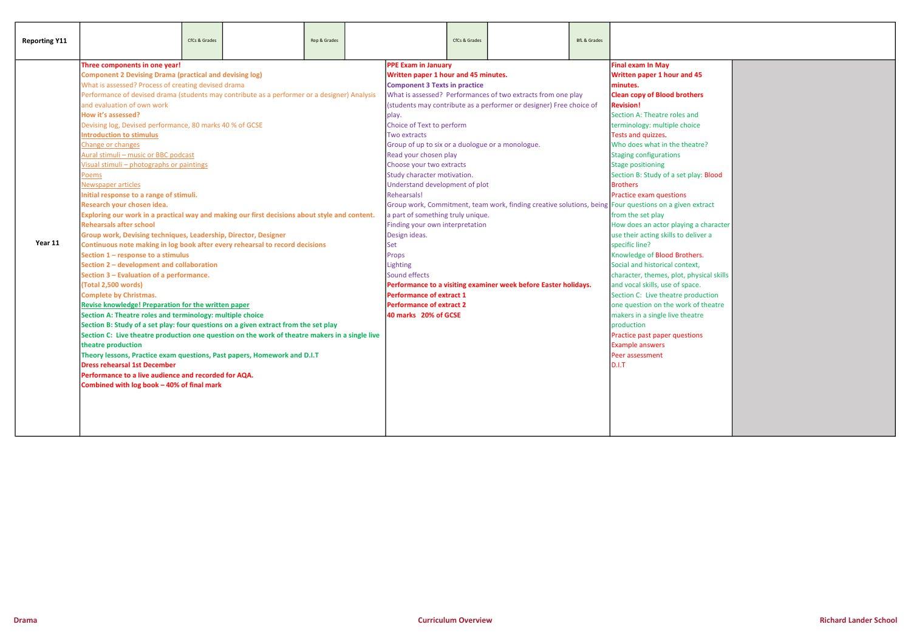| Reporting Y11 | | CfCs & Grades | | Rep & Grades | | CfCs & Grades | | BfL & Grades | | |
|---|---|---|---|---|---|---|---|---|---|---|
| Year 11 | **Three components in one year!**<br>**Component 2 Devising Drama (practical and devising log)**<br>What is assessed? Process of creating devised drama<br>Performance of devised drama (students may contribute as a performer or a designer) Analysis and evaluation of own work<br>**How it's assessed?**<br>Devising log, Devised performance, 80 marks 40 % of GCSE<br>**Introduction to stimulus**<br>Change or changes<br>Aural stimuli – music or BBC podcast<br>Visual stimuli – photographs or paintings<br>Poems<br>Newspaper articles<br>**Initial response to a range of stimuli.**<br>**Research your chosen idea.**<br>**Exploring our work in a practical way and making our first decisions about style and content.**<br>**Rehearsals after school**<br>**Group work, Devising techniques, Leadership, Director, Designer**<br>**Continuous note making in log book after every rehearsal to record decisions**<br>**Section 1 – response to a stimulus**<br>**Section 2 – development and collaboration**<br>**Section 3 – Evaluation of a performance.**<br>**(Total 2,500 words)**<br>**Complete by Christmas.**<br>**Revise knowledge! Preparation for the written paper**<br>**Section A: Theatre roles and terminology: multiple choice**<br>**Section B: Study of a set play: four questions on a given extract from the set play**<br>**Section C: Live theatre production one question on the work of theatre makers in a single live theatre production**<br>**Theory lessons, Practice exam questions, Past papers, Homework and D.I.T**<br>**Dress rehearsal 1st December**<br>**Performance to a live audience and recorded for AQA.**<br>**Combined with log book – 40% of final mark** | | | | **PPE Exam in January**<br>**Written paper 1 hour and 45 minutes.**<br>**Component 3 Texts in practice**<br>What is assessed? Performances of two extracts from one play (students may contribute as a performer or designer) Free choice of play.<br>Choice of Text to perform<br>Two extracts<br>Group of up to six or a duologue or a monologue.<br>Read your chosen play<br>Choose your two extracts<br>Study character motivation.<br>Understand development of plot<br>Rehearsals!<br>Group work, Commitment, team work, finding creative solutions, being a part of something truly unique.<br>Finding your own interpretation<br>Design ideas.<br>Set<br>Props<br>Lighting<br>Sound effects<br>**Performance to a visiting examiner week before Easter holidays.**<br>**Performance of extract 1**<br>**Performance of extract 2**<br>**40 marks 20% of GCSE** | | | | **Final exam In May**<br>**Written paper 1 hour and 45 minutes.**<br>**Clean copy of Blood brothers**<br>**Revision!**<br>Section A: Theatre roles and terminology: multiple choice<br>Tests and quizzes.<br>Who does what in the theatre?<br>Staging configurations<br>Stage positioning<br>Section B: Study of a set play: Blood Brothers<br>Practice exam questions<br>Four questions on a given extract from the set play<br>How does an actor playing a character use their acting skills to deliver a specific line?<br>Knowledge of Blood Brothers.<br>Social and historical context, character, themes, plot, physical skills and vocal skills, use of space.<br>Section C: Live theatre production one question on the work of theatre makers in a single live theatre production<br>Practice past paper questions<br>Example answers<br>Peer assessment<br>D.I.T | |

Drama — Curriculum Overview — Richard Lander School